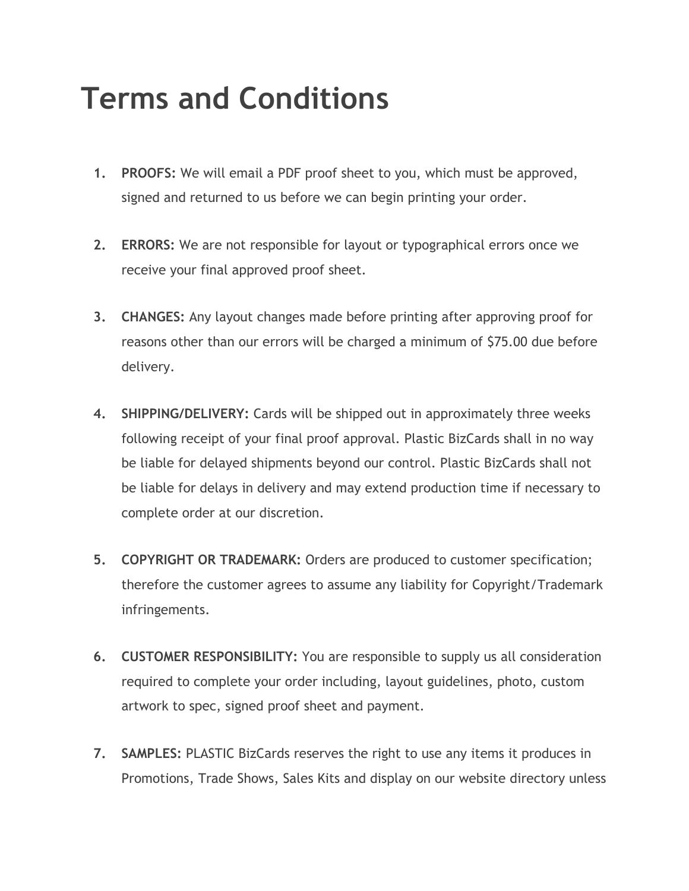# Terms and Conditions

1. **PROOFS:** We will email a PDF proof sheet to you, which must be approved, signed and returned to us before we can begin printing your order.

2. **ERRORS:** We are not responsible for layout or typographical errors once we receive your final approved proof sheet.

3. **CHANGES:** Any layout changes made before printing after approving proof for reasons other than our errors will be charged a minimum of $75.00 due before delivery.

4. **SHIPPING/DELIVERY:** Cards will be shipped out in approximately three weeks following receipt of your final proof approval. Plastic BizCards shall in no way be liable for delayed shipments beyond our control. Plastic BizCards shall not be liable for delays in delivery and may extend production time if necessary to complete order at our discretion.

5. **COPYRIGHT OR TRADEMARK:** Orders are produced to customer specification; therefore the customer agrees to assume any liability for Copyright/Trademark infringements.

6. **CUSTOMER RESPONSIBILITY:** You are responsible to supply us all consideration required to complete your order including, layout guidelines, photo, custom artwork to spec, signed proof sheet and payment.

7. **SAMPLES:** PLASTIC BizCards reserves the right to use any items it produces in Promotions, Trade Shows, Sales Kits and display on our website directory unless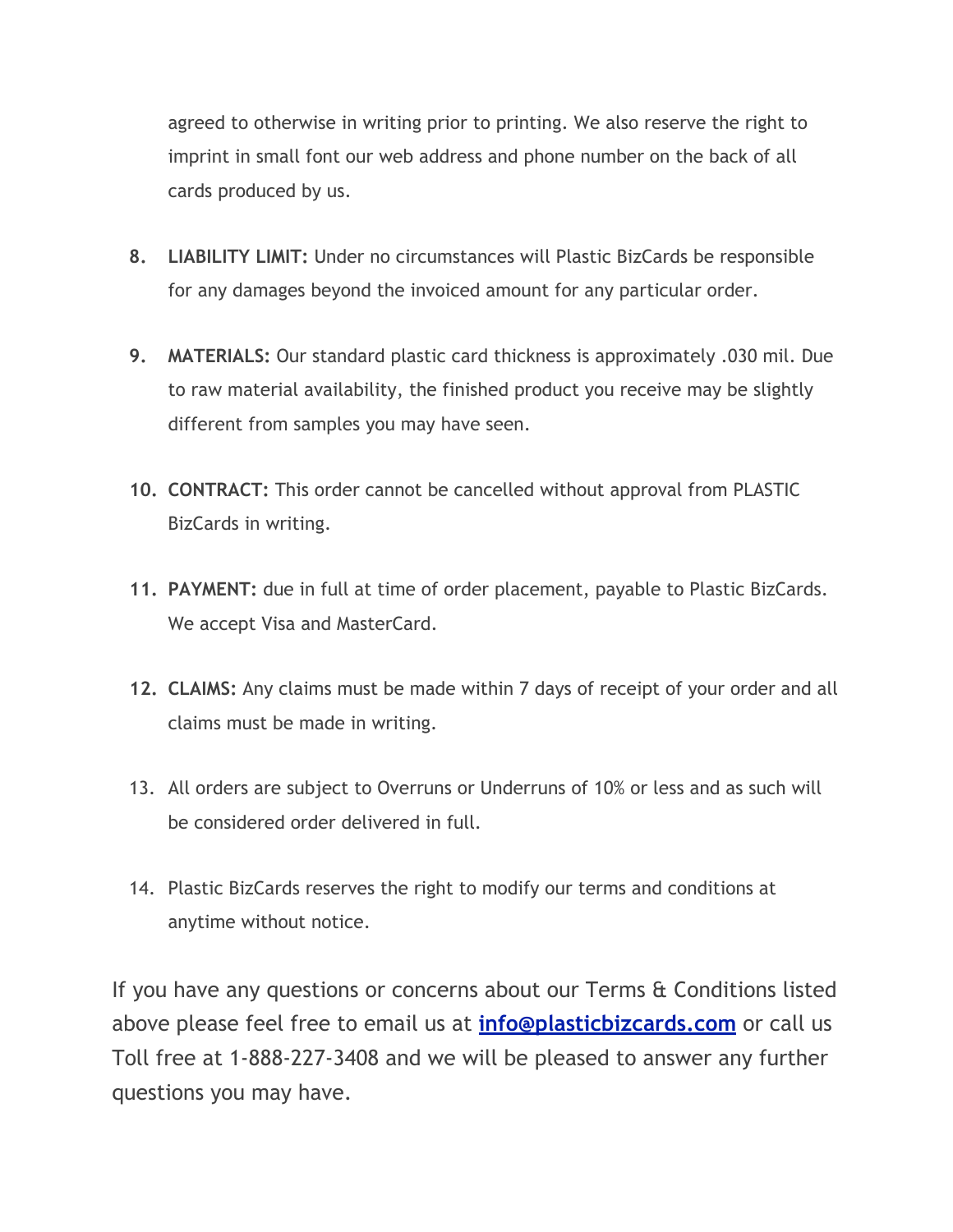agreed to otherwise in writing prior to printing. We also reserve the right to imprint in small font our web address and phone number on the back of all cards produced by us.

8. **LIABILITY LIMIT:** Under no circumstances will Plastic BizCards be responsible for any damages beyond the invoiced amount for any particular order.

9. **MATERIALS:** Our standard plastic card thickness is approximately .030 mil. Due to raw material availability, the finished product you receive may be slightly different from samples you may have seen.

10. **CONTRACT:** This order cannot be cancelled without approval from PLASTIC BizCards in writing.

11. **PAYMENT:** due in full at time of order placement, payable to Plastic BizCards. We accept Visa and MasterCard.

12. **CLAIMS:** Any claims must be made within 7 days of receipt of your order and all claims must be made in writing.

13. All orders are subject to Overruns or Underruns of 10% or less and as such will be considered order delivered in full.

14. Plastic BizCards reserves the right to modify our terms and conditions at anytime without notice.

If you have any questions or concerns about our Terms & Conditions listed above please feel free to email us at **[info@plasticbizcards.com](mailto:info@plasticbizcards.com)** or call us Toll free at 1-888-227-3408 and we will be pleased to answer any further questions you may have.